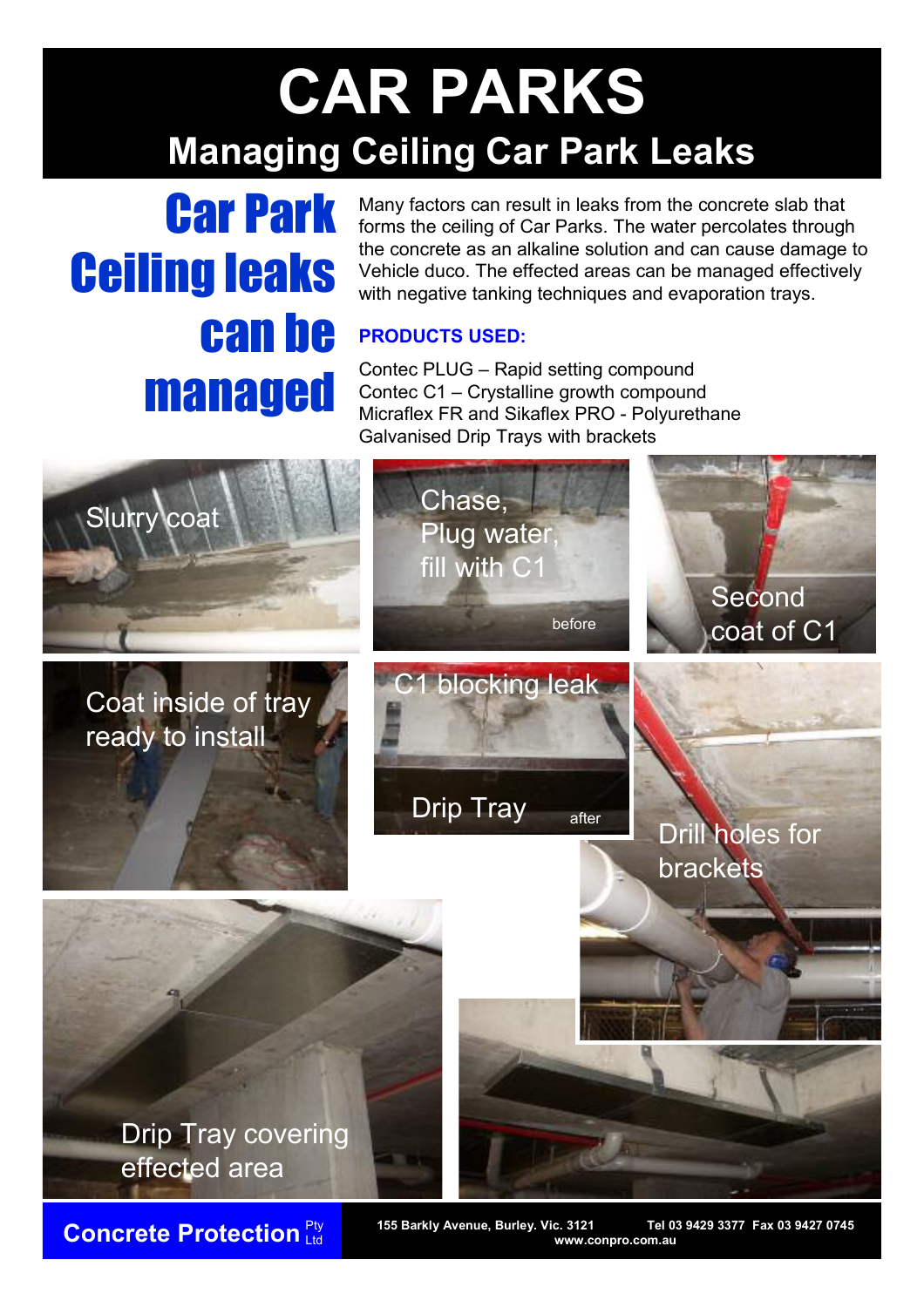# CAR PARKS

## Managing Ceiling Car Park Leaks

## Car Park Ceiling leaks can be managed

Many factors can result in leaks from the concrete slab that forms the ceiling of Car Parks. The water percolates through the concrete as an alkaline solution and can cause damage to Vehicle duco. The effected areas can be managed effectively with negative tanking techniques and evaporation trays.

**PRODUCTS USED:**

Contec PLUG – Rapid setting compound
Contec C1 – Crystalline growth compound
Micraflex FR and Sikaflex PRO - Polyurethane
Galvanised Drip Trays with brackets

Slurry coat

Chase, Plug water, fill with C1

before

Second coat of C1

Coat inside of tray ready to install

C1 blocking leak

Drip Tray

after

Drill holes for brackets

Drip Tray covering effected area

**Concrete Protection** Pty Ltd

**155 Barkly Avenue, Burley. Vic. 3121** **Tel 03 9429 3377 Fax 03 9427 0745**
**www.conpro.com.au**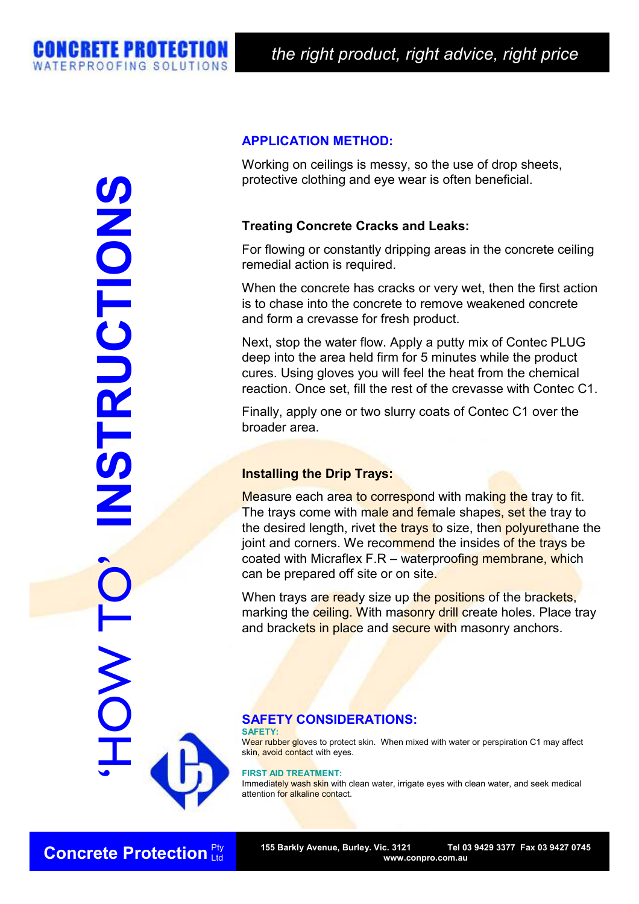## APPLICATION METHOD:

Working on ceilings is messy, so the use of drop sheets, protective clothing and eye wear is often beneficial.

### Treating Concrete Cracks and Leaks:

For flowing or constantly dripping areas in the concrete ceiling remedial action is required.

When the concrete has cracks or very wet, then the first action is to chase into the concrete to remove weakened concrete and form a crevasse for fresh product.

Next, stop the water flow. Apply a putty mix of Contec PLUG deep into the area held firm for 5 minutes while the product cures. Using gloves you will feel the heat from the chemical reaction. Once set, fill the rest of the crevasse with Contec C1.

Finally, apply one or two slurry coats of Contec C1 over the broader area.

### Installing the Drip Trays:

Measure each area to correspond with making the tray to fit. The trays come with male and female shapes, set the tray to the desired length, rivet the trays to size, then polyurethane the joint and corners. We recommend the insides of the trays be coated with Micraflex F.R – waterproofing membrane, which can be prepared off site or on site.

When trays are ready size up the positions of the brackets, marking the ceiling. With masonry drill create holes. Place tray and brackets in place and secure with masonry anchors.

## SAFETY CONSIDERATIONS:

**SAFETY:**
Wear rubber gloves to protect skin. When mixed with water or perspiration C1 may affect skin, avoid contact with eyes.

**FIRST AID TREATMENT:**
Immediately wash skin with clean water, irrigate eyes with clean water, and seek medical attention for alkaline contact.